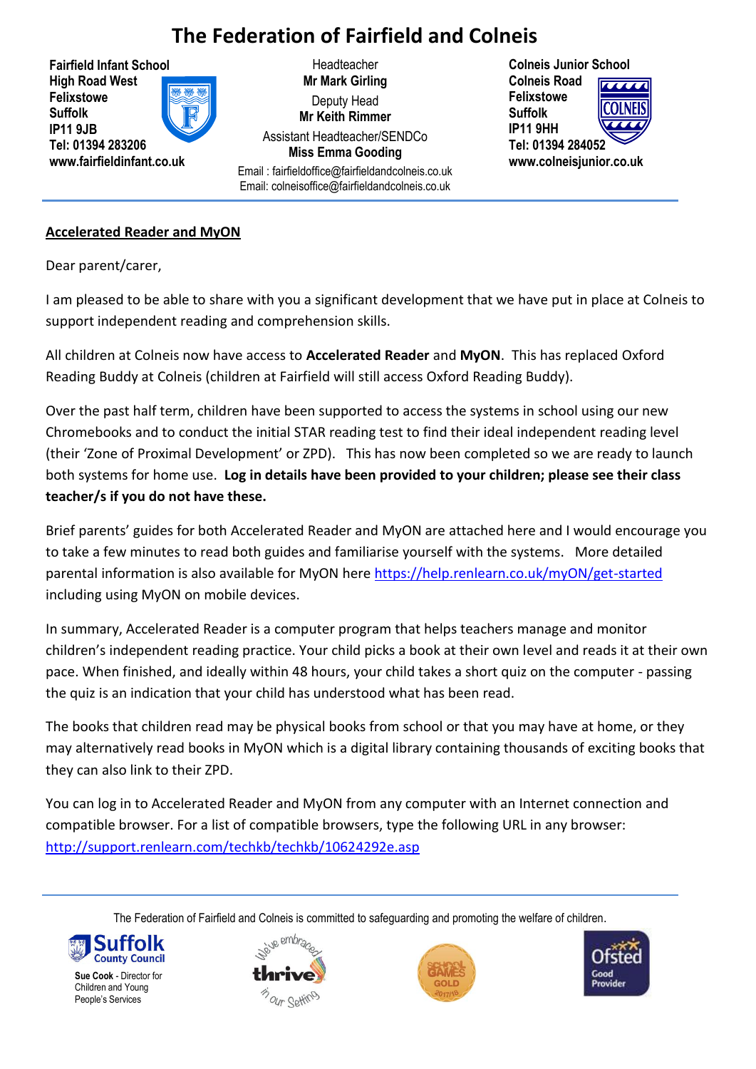# The Federation of Fairfield and Colneis

**Fairfield Infant School**
**High Road West**
**Felixstowe**
**Suffolk**
**IP11 9JB**
**Tel: 01394 283206**
**www.fairfieldinfant.co.uk**

Headteacher
**Mr Mark Girling**
Deputy Head
**Mr Keith Rimmer**
Assistant Headteacher/SENDCo
**Miss Emma Gooding**
Email : fairfieldoffice@fairfieldandcolneis.co.uk
Email: colneisoffice@fairfieldandcolneis.co.uk

**Colneis Junior School**
**Colneis Road**
**Felixstowe**
**Suffolk**
**IP11 9HH**
**Tel: 01394 284052**
**www.colneisjunior.co.uk**

---

**Accelerated Reader and MyON**

Dear parent/carer,

I am pleased to be able to share with you a significant development that we have put in place at Colneis to support independent reading and comprehension skills.

All children at Colneis now have access to **Accelerated Reader** and **MyON**. This has replaced Oxford Reading Buddy at Colneis (children at Fairfield will still access Oxford Reading Buddy).

Over the past half term, children have been supported to access the systems in school using our new Chromebooks and to conduct the initial STAR reading test to find their ideal independent reading level (their 'Zone of Proximal Development' or ZPD). This has now been completed so we are ready to launch both systems for home use. **Log in details have been provided to your children; please see their class teacher/s if you do not have these.**

Brief parents' guides for both Accelerated Reader and MyON are attached here and I would encourage you to take a few minutes to read both guides and familiarise yourself with the systems. More detailed parental information is also available for MyON here https://help.renlearn.co.uk/myON/get-started including using MyON on mobile devices.

In summary, Accelerated Reader is a computer program that helps teachers manage and monitor children's independent reading practice. Your child picks a book at their own level and reads it at their own pace. When finished, and ideally within 48 hours, your child takes a short quiz on the computer - passing the quiz is an indication that your child has understood what has been read.

The books that children read may be physical books from school or that you may have at home, or they may alternatively read books in MyON which is a digital library containing thousands of exciting books that they can also link to their ZPD.

You can log in to Accelerated Reader and MyON from any computer with an Internet connection and compatible browser. For a list of compatible browsers, type the following URL in any browser: http://support.renlearn.com/techkb/techkb/10624292e.asp

---

The Federation of Fairfield and Colneis is committed to safeguarding and promoting the welfare of children.

Suffolk County Council
**Sue Cook** - Director for Children and Young People's Services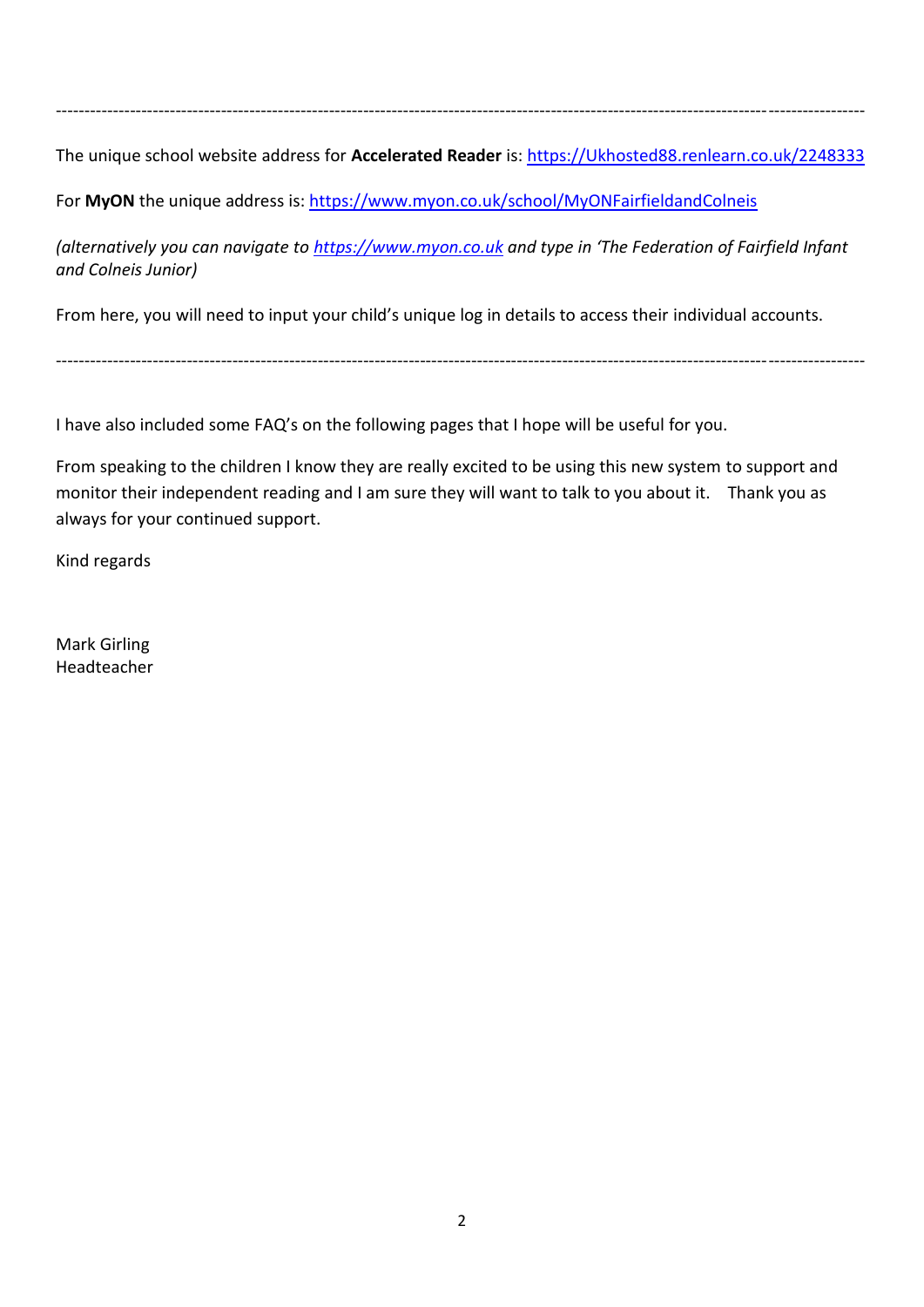---

The unique school website address for **Accelerated Reader** is: https://Ukhosted88.renlearn.co.uk/2248333

For **MyON** the unique address is: https://www.myon.co.uk/school/MyONFairfieldandColneis

*(alternatively you can navigate to https://www.myon.co.uk and type in 'The Federation of Fairfield Infant and Colneis Junior)*

From here, you will need to input your child's unique log in details to access their individual accounts.

---

I have also included some FAQ's on the following pages that I hope will be useful for you.

From speaking to the children I know they are really excited to be using this new system to support and monitor their independent reading and I am sure they will want to talk to you about it. Thank you as always for your continued support.

Kind regards

Mark Girling
Headteacher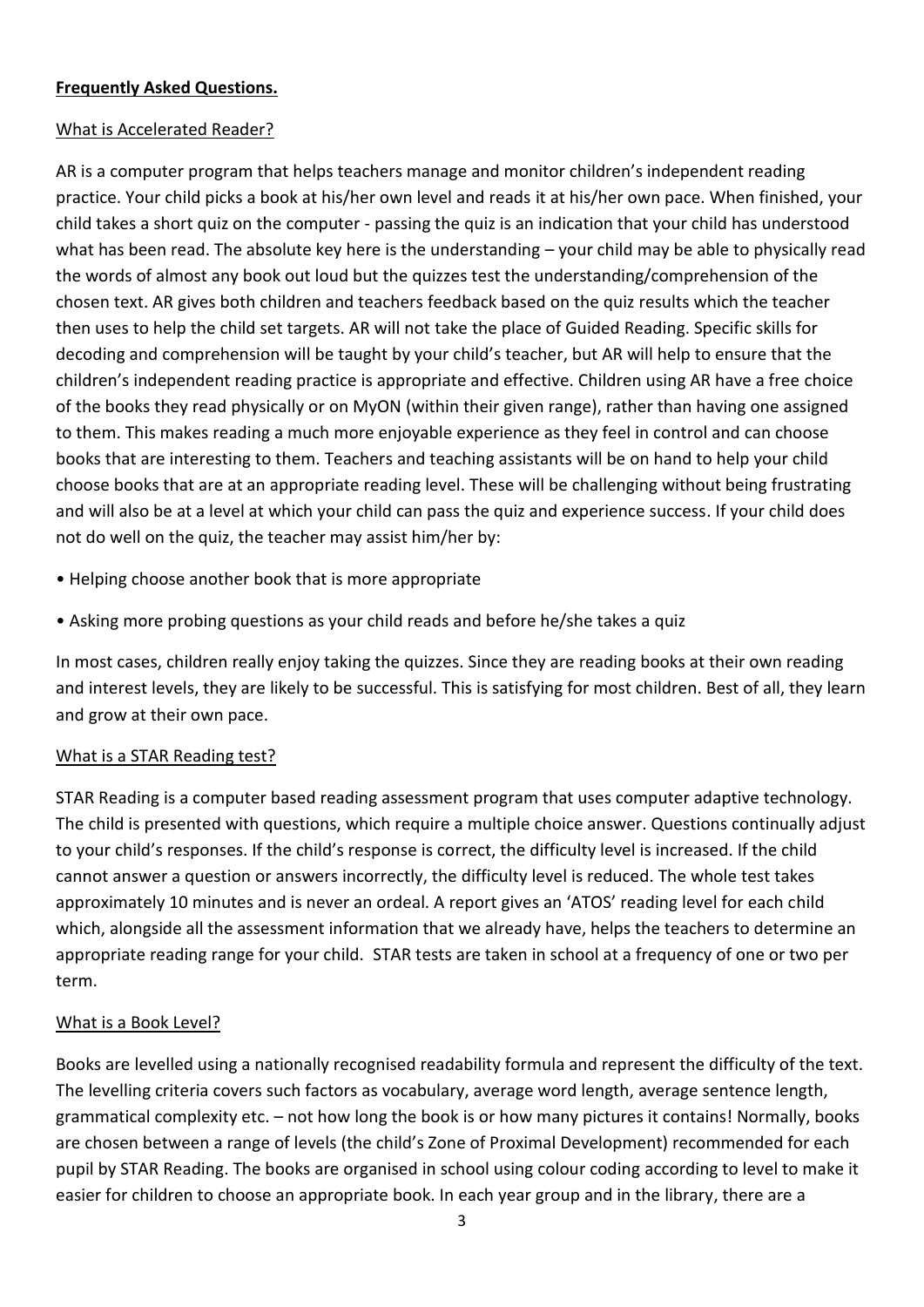## Frequently Asked Questions.

### What is Accelerated Reader?

AR is a computer program that helps teachers manage and monitor children's independent reading practice. Your child picks a book at his/her own level and reads it at his/her own pace. When finished, your child takes a short quiz on the computer - passing the quiz is an indication that your child has understood what has been read. The absolute key here is the understanding – your child may be able to physically read the words of almost any book out loud but the quizzes test the understanding/comprehension of the chosen text. AR gives both children and teachers feedback based on the quiz results which the teacher then uses to help the child set targets. AR will not take the place of Guided Reading. Specific skills for decoding and comprehension will be taught by your child's teacher, but AR will help to ensure that the children's independent reading practice is appropriate and effective. Children using AR have a free choice of the books they read physically or on MyON (within their given range), rather than having one assigned to them. This makes reading a much more enjoyable experience as they feel in control and can choose books that are interesting to them. Teachers and teaching assistants will be on hand to help your child choose books that are at an appropriate reading level. These will be challenging without being frustrating and will also be at a level at which your child can pass the quiz and experience success. If your child does not do well on the quiz, the teacher may assist him/her by:

- Helping choose another book that is more appropriate
- Asking more probing questions as your child reads and before he/she takes a quiz

In most cases, children really enjoy taking the quizzes. Since they are reading books at their own reading and interest levels, they are likely to be successful. This is satisfying for most children. Best of all, they learn and grow at their own pace.

### What is a STAR Reading test?

STAR Reading is a computer based reading assessment program that uses computer adaptive technology. The child is presented with questions, which require a multiple choice answer. Questions continually adjust to your child's responses. If the child's response is correct, the difficulty level is increased. If the child cannot answer a question or answers incorrectly, the difficulty level is reduced. The whole test takes approximately 10 minutes and is never an ordeal. A report gives an 'ATOS' reading level for each child which, alongside all the assessment information that we already have, helps the teachers to determine an appropriate reading range for your child. STAR tests are taken in school at a frequency of one or two per term.

### What is a Book Level?

Books are levelled using a nationally recognised readability formula and represent the difficulty of the text. The levelling criteria covers such factors as vocabulary, average word length, average sentence length, grammatical complexity etc. – not how long the book is or how many pictures it contains! Normally, books are chosen between a range of levels (the child's Zone of Proximal Development) recommended for each pupil by STAR Reading. The books are organised in school using colour coding according to level to make it easier for children to choose an appropriate book. In each year group and in the library, there are a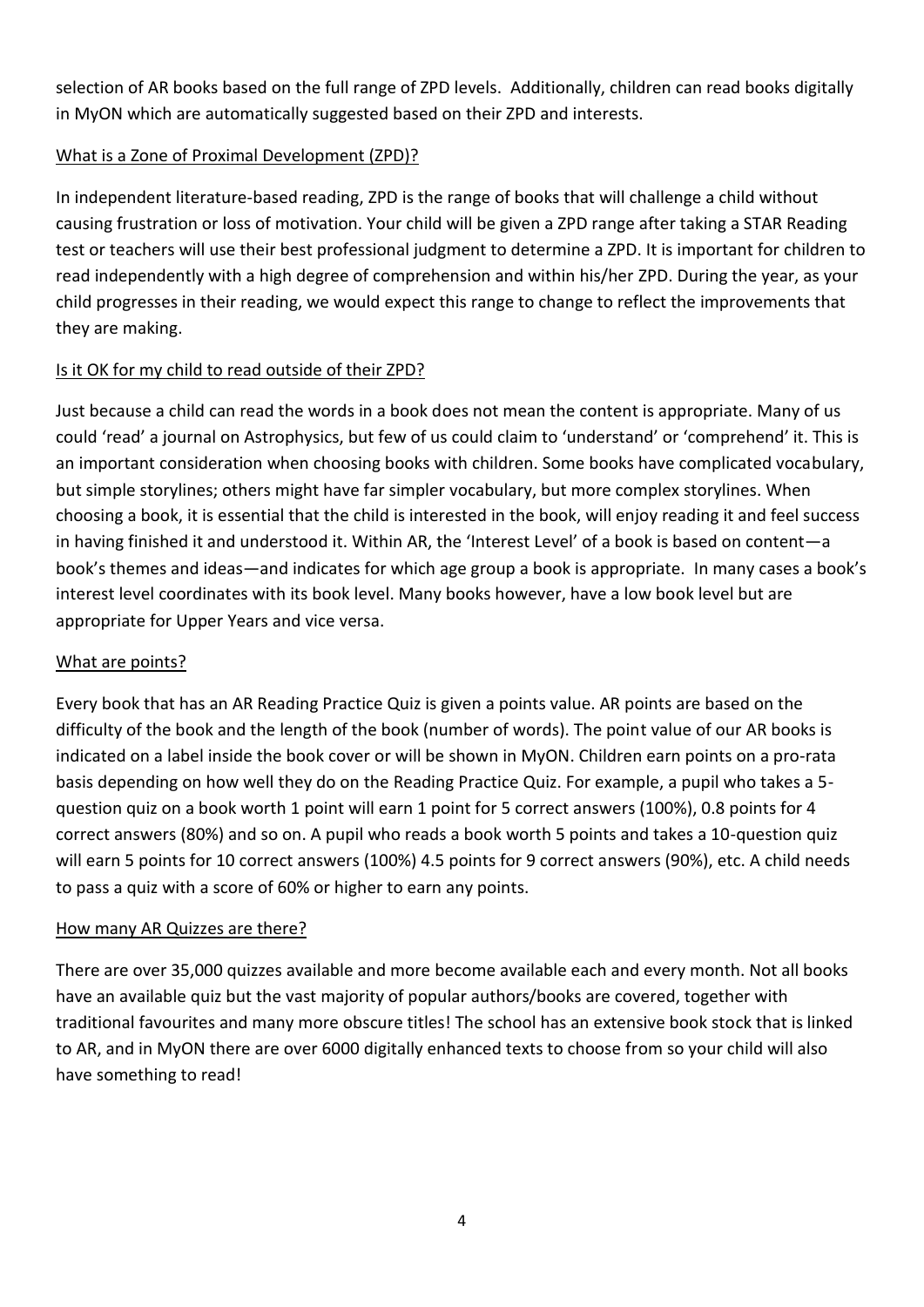selection of AR books based on the full range of ZPD levels. Additionally, children can read books digitally in MyON which are automatically suggested based on their ZPD and interests.

## What is a Zone of Proximal Development (ZPD)?

In independent literature-based reading, ZPD is the range of books that will challenge a child without causing frustration or loss of motivation. Your child will be given a ZPD range after taking a STAR Reading test or teachers will use their best professional judgment to determine a ZPD. It is important for children to read independently with a high degree of comprehension and within his/her ZPD. During the year, as your child progresses in their reading, we would expect this range to change to reflect the improvements that they are making.

## Is it OK for my child to read outside of their ZPD?

Just because a child can read the words in a book does not mean the content is appropriate. Many of us could 'read' a journal on Astrophysics, but few of us could claim to 'understand' or 'comprehend' it. This is an important consideration when choosing books with children. Some books have complicated vocabulary, but simple storylines; others might have far simpler vocabulary, but more complex storylines. When choosing a book, it is essential that the child is interested in the book, will enjoy reading it and feel success in having finished it and understood it. Within AR, the 'Interest Level' of a book is based on content—a book's themes and ideas—and indicates for which age group a book is appropriate. In many cases a book's interest level coordinates with its book level. Many books however, have a low book level but are appropriate for Upper Years and vice versa.

## What are points?

Every book that has an AR Reading Practice Quiz is given a points value. AR points are based on the difficulty of the book and the length of the book (number of words). The point value of our AR books is indicated on a label inside the book cover or will be shown in MyON. Children earn points on a pro-rata basis depending on how well they do on the Reading Practice Quiz. For example, a pupil who takes a 5-question quiz on a book worth 1 point will earn 1 point for 5 correct answers (100%), 0.8 points for 4 correct answers (80%) and so on. A pupil who reads a book worth 5 points and takes a 10-question quiz will earn 5 points for 10 correct answers (100%) 4.5 points for 9 correct answers (90%), etc. A child needs to pass a quiz with a score of 60% or higher to earn any points.

## How many AR Quizzes are there?

There are over 35,000 quizzes available and more become available each and every month. Not all books have an available quiz but the vast majority of popular authors/books are covered, together with traditional favourites and many more obscure titles! The school has an extensive book stock that is linked to AR, and in MyON there are over 6000 digitally enhanced texts to choose from so your child will also have something to read!